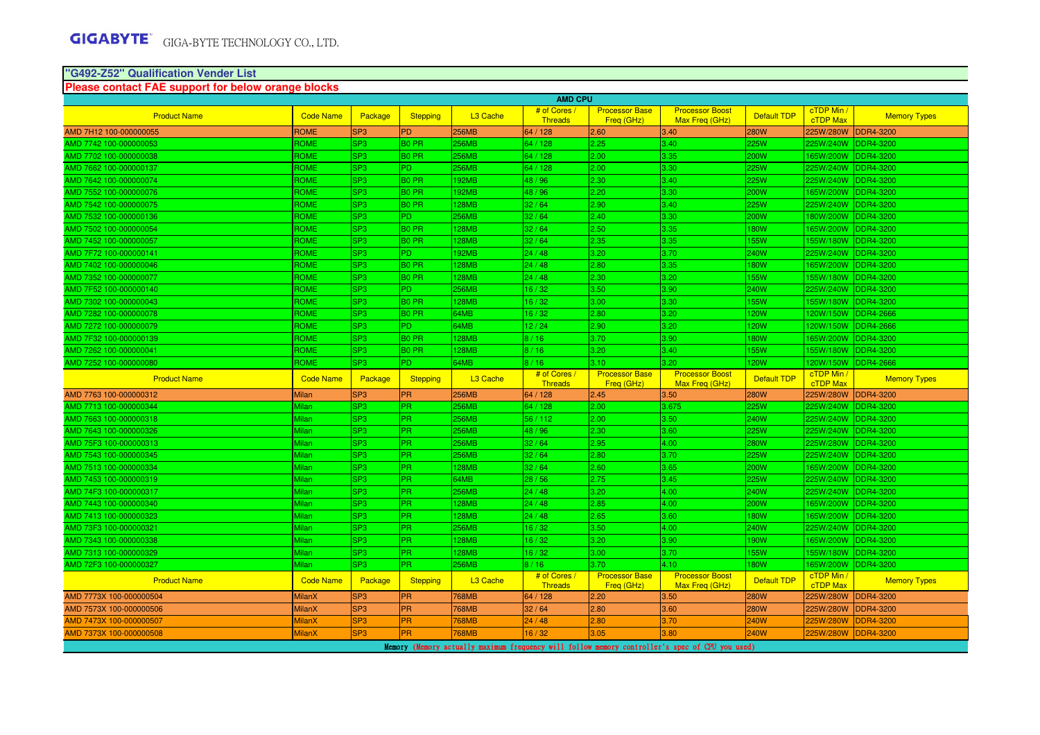GIGABYTE GIGA-BYTE TECHNOLOGY CO., LTD.

## "G492-Z52" Qualification Vender List

**Please contact FAE support for below orange blocks**

| AMD CPU | | | | | | | | | | |
|---|---|---|---|---|---|---|---|---|---|---|
| Product Name | Code Name | Package | Stepping | L3 Cache | # of Cores / Threads | Processor Base Freq (GHz) | Processor Boost Max Freq (GHz) | Default TDP | cTDP Min / cTDP Max | Memory Types |
| AMD 7H12 100-000000055 | ROME | SP3 | PD | 256MB | 64 / 128 | 2.60 | 3.40 | 280W | 225W/280W | DDR4-3200 |
| AMD 7742 100-000000053 | ROME | SP3 | B0 PR | 256MB | 64 / 128 | 2.25 | 3.40 | 225W | 225W/240W | DDR4-3200 |
| AMD 7702 100-000000038 | ROME | SP3 | B0 PR | 256MB | 64 / 128 | 2.00 | 3.35 | 200W | 165W/200W | DDR4-3200 |
| AMD 7662 100-000000137 | ROME | SP3 | PD | 256MB | 64 / 128 | 2.00 | 3.30 | 225W | 225W/240W | DDR4-3200 |
| AMD 7642 100-000000074 | ROME | SP3 | B0 PR | 192MB | 48 / 96 | 2.30 | 3.40 | 225W | 225W/240W | DDR4-3200 |
| AMD 7552 100-000000076 | ROME | SP3 | B0 PR | 192MB | 48 / 96 | 2.20 | 3.30 | 200W | 165W/200W | DDR4-3200 |
| AMD 7542 100-000000075 | ROME | SP3 | B0 PR | 128MB | 32 / 64 | 2.90 | 3.40 | 225W | 225W/240W | DDR4-3200 |
| AMD 7532 100-000000136 | ROME | SP3 | PD | 256MB | 32 / 64 | 2.40 | 3.30 | 200W | 180W/200W | DDR4-3200 |
| AMD 7502 100-000000054 | ROME | SP3 | B0 PR | 128MB | 32 / 64 | 2.50 | 3.35 | 180W | 165W/200W | DDR4-3200 |
| AMD 7452 100-000000057 | ROME | SP3 | B0 PR | 128MB | 32 / 64 | 2.35 | 3.35 | 155W | 155W/180W | DDR4-3200 |
| AMD 7F72 100-000000141 | ROME | SP3 | PD | 192MB | 24 / 48 | 3.20 | 3.70 | 240W | 225W/240W | DDR4-3200 |
| AMD 7402 100-000000046 | ROME | SP3 | B0 PR | 128MB | 24 / 48 | 2.80 | 3.35 | 180W | 165W/200W | DDR4-3200 |
| AMD 7352 100-000000077 | ROME | SP3 | B0 PR | 128MB | 24 / 48 | 2.30 | 3.20 | 155W | 155W/180W | DDR4-3200 |
| AMD 7F52 100-000000140 | ROME | SP3 | PD | 256MB | 16 / 32 | 3.50 | 3.90 | 240W | 225W/240W | DDR4-3200 |
| AMD 7302 100-000000043 | ROME | SP3 | B0 PR | 128MB | 16 / 32 | 3.00 | 3.30 | 155W | 155W/180W | DDR4-3200 |
| AMD 7282 100-000000078 | ROME | SP3 | B0 PR | 64MB | 16 / 32 | 2.80 | 3.20 | 120W | 120W/150W | DDR4-2666 |
| AMD 7272 100-000000079 | ROME | SP3 | PD | 64MB | 12 / 24 | 2.90 | 3.20 | 120W | 120W/150W | DDR4-2666 |
| AMD 7F32 100-000000139 | ROME | SP3 | B0 PR | 128MB | 8 / 16 | 3.70 | 3.90 | 180W | 165W/200W | DDR4-3200 |
| AMD 7262 100-000000041 | ROME | SP3 | B0 PR | 128MB | 8 / 16 | 3.20 | 3.40 | 155W | 155W/180W | DDR4-3200 |
| AMD 7252 100-000000080 | ROME | SP3 | PD | 64MB | 8 / 16 | 3.10 | 3.20 | 120W | 120W/150W | DDR4-2666 |
| Product Name | Code Name | Package | Stepping | L3 Cache | # of Cores / Threads | Processor Base Freq (GHz) | Processor Boost Max Freq (GHz) | Default TDP | cTDP Min / cTDP Max | Memory Types |
| AMD 7763 100-000000312 | Milan | SP3 | PR | 256MB | 64 / 128 | 2.45 | 3.50 | 280W | 225W/280W | DDR4-3200 |
| AMD 7713 100-000000344 | Milan | SP3 | PR | 256MB | 64 / 128 | 2.00 | 3.675 | 225W | 225W/240W | DDR4-3200 |
| AMD 7663 100-000000318 | Milan | SP3 | PR | 256MB | 56 / 112 | 2.00 | 3.50 | 240W | 225W/240W | DDR4-3200 |
| AMD 7643 100-000000326 | Milan | SP3 | PR | 256MB | 48 / 96 | 2.30 | 3.60 | 225W | 225W/240W | DDR4-3200 |
| AMD 75F3 100-000000313 | Milan | SP3 | PR | 256MB | 32 / 64 | 2.95 | 4.00 | 280W | 225W/280W | DDR4-3200 |
| AMD 7543 100-000000345 | Milan | SP3 | PR | 256MB | 32 / 64 | 2.80 | 3.70 | 225W | 225W/240W | DDR4-3200 |
| AMD 7513 100-000000334 | Milan | SP3 | PR | 128MB | 32 / 64 | 2.60 | 3.65 | 200W | 165W/200W | DDR4-3200 |
| AMD 7453 100-000000319 | Milan | SP3 | PR | 64MB | 28 / 56 | 2.75 | 3.45 | 225W | 225W/240W | DDR4-3200 |
| AMD 74F3 100-000000317 | Milan | SP3 | PR | 256MB | 24 / 48 | 3.20 | 4.00 | 240W | 225W/240W | DDR4-3200 |
| AMD 7443 100-000000340 | Milan | SP3 | PR | 128MB | 24 / 48 | 2.85 | 4.00 | 200W | 165W/200W | DDR4-3200 |
| AMD 7413 100-000000323 | Milan | SP3 | PR | 128MB | 24 / 48 | 2.65 | 3.60 | 180W | 165W/200W | DDR4-3200 |
| AMD 73F3 100-000000321 | Milan | SP3 | PR | 256MB | 16 / 32 | 3.50 | 4.00 | 240W | 225W/240W | DDR4-3200 |
| AMD 7343 100-000000338 | Milan | SP3 | PR | 128MB | 16 / 32 | 3.20 | 3.90 | 190W | 165W/200W | DDR4-3200 |
| AMD 7313 100-000000329 | Milan | SP3 | PR | 128MB | 16 / 32 | 3.00 | 3.70 | 155W | 155W/180W | DDR4-3200 |
| AMD 72F3 100-000000327 | Milan | SP3 | PR | 256MB | 8 / 16 | 3.70 | 4.10 | 180W | 165W/200W | DDR4-3200 |
| Product Name | Code Name | Package | Stepping | L3 Cache | # of Cores / Threads | Processor Base Freq (GHz) | Processor Boost Max Freq (GHz) | Default TDP | cTDP Min / cTDP Max | Memory Types |
| AMD 7773X 100-000000504 | MilanX | SP3 | PR | 768MB | 64 / 128 | 2.20 | 3.50 | 280W | 225W/280W | DDR4-3200 |
| AMD 7573X 100-000000506 | MilanX | SP3 | PR | 768MB | 32 / 64 | 2.80 | 3.60 | 280W | 225W/280W | DDR4-3200 |
| AMD 7473X 100-000000507 | MilanX | SP3 | PR | 768MB | 24 / 48 | 2.80 | 3.70 | 240W | 225W/280W | DDR4-3200 |
| AMD 7373X 100-000000508 | MilanX | SP3 | PR | 768MB | 16 / 32 | 3.05 | 3.80 | 240W | 225W/280W | DDR4-3200 |

Memory (Memory actually maximum frequency will follow memory controller's spec of CPU you used)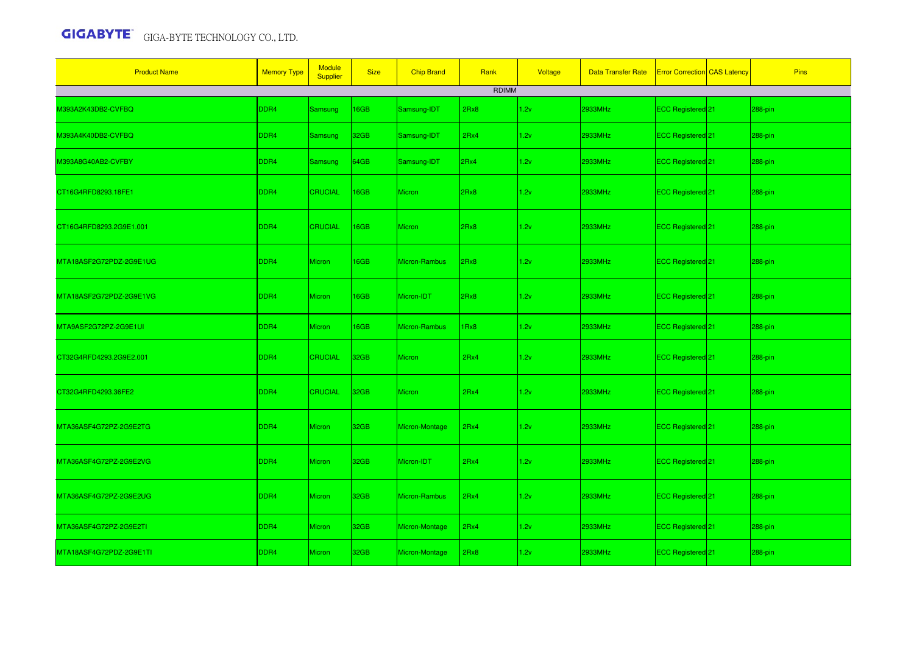| Product Name | Memory Type | Module Supplier | Size | Chip Brand | Rank | Voltage | Data Transfer Rate | Error Correction | CAS Latency | Pins |
|---|---|---|---|---|---|---|---|---|---|---|
| | | | | | RDIMM | | | | | |
| M393A2K43DB2-CVFBQ | DDR4 | Samsung | 16GB | Samsung-IDT | 2Rx8 | 1.2v | 2933MHz | ECC Registered | 21 | 288-pin |
| M393A4K40DB2-CVFBQ | DDR4 | Samsung | 32GB | Samsung-IDT | 2Rx4 | 1.2v | 2933MHz | ECC Registered | 21 | 288-pin |
| M393A8G40AB2-CVFBY | DDR4 | Samsung | 64GB | Samsung-IDT | 2Rx4 | 1.2v | 2933MHz | ECC Registered | 21 | 288-pin |
| CT16G4RFD8293.18FE1 | DDR4 | CRUCIAL | 16GB | Micron | 2Rx8 | 1.2v | 2933MHz | ECC Registered | 21 | 288-pin |
| CT16G4RFD8293.2G9E1.001 | DDR4 | CRUCIAL | 16GB | Micron | 2Rx8 | 1.2v | 2933MHz | ECC Registered | 21 | 288-pin |
| MTA18ASF2G72PDZ-2G9E1UG | DDR4 | Micron | 16GB | Micron-Rambus | 2Rx8 | 1.2v | 2933MHz | ECC Registered | 21 | 288-pin |
| MTA18ASF2G72PDZ-2G9E1VG | DDR4 | Micron | 16GB | Micron-IDT | 2Rx8 | 1.2v | 2933MHz | ECC Registered | 21 | 288-pin |
| MTA9ASF2G72PZ-2G9E1UI | DDR4 | Micron | 16GB | Micron-Rambus | 1Rx8 | 1.2v | 2933MHz | ECC Registered | 21 | 288-pin |
| CT32G4RFD4293.2G9E2.001 | DDR4 | CRUCIAL | 32GB | Micron | 2Rx4 | 1.2v | 2933MHz | ECC Registered | 21 | 288-pin |
| CT32G4RFD4293.36FE2 | DDR4 | CRUCIAL | 32GB | Micron | 2Rx4 | 1.2v | 2933MHz | ECC Registered | 21 | 288-pin |
| MTA36ASF4G72PZ-2G9E2TG | DDR4 | Micron | 32GB | Micron-Montage | 2Rx4 | 1.2v | 2933MHz | ECC Registered | 21 | 288-pin |
| MTA36ASF4G72PZ-2G9E2VG | DDR4 | Micron | 32GB | Micron-IDT | 2Rx4 | 1.2v | 2933MHz | ECC Registered | 21 | 288-pin |
| MTA36ASF4G72PZ-2G9E2UG | DDR4 | Micron | 32GB | Micron-Rambus | 2Rx4 | 1.2v | 2933MHz | ECC Registered | 21 | 288-pin |
| MTA36ASF4G72PZ-2G9E2TI | DDR4 | Micron | 32GB | Micron-Montage | 2Rx4 | 1.2v | 2933MHz | ECC Registered | 21 | 288-pin |
| MTA18ASF4G72PDZ-2G9E1TI | DDR4 | Micron | 32GB | Micron-Montage | 2Rx8 | 1.2v | 2933MHz | ECC Registered | 21 | 288-pin |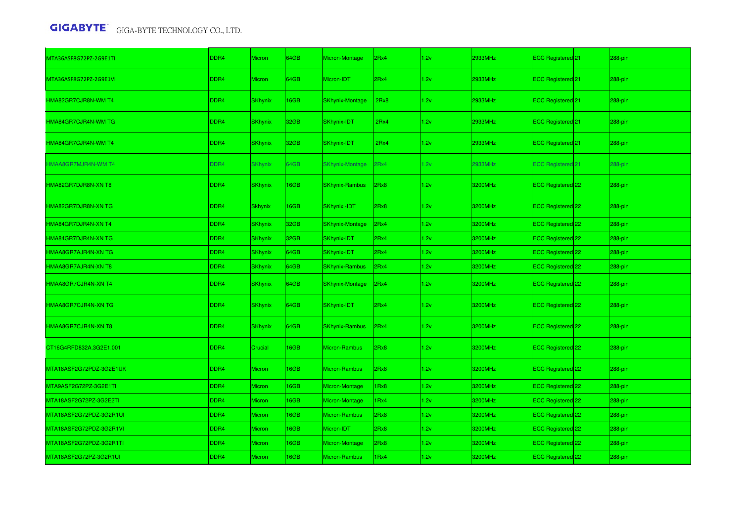| | | | | | | | | | | |
|---|---|---|---|---|---|---|---|---|---|---|
| MTA36ASF8G72PZ-2G9E1TI | DDR4 | Micron | 64GB | Micron-Montage | 2Rx4 | 1.2v | 2933MHz | ECC Registered | 21 | 288-pin |
| MTA36ASF8G72PZ-2G9E1VI | DDR4 | Micron | 64GB | Micron-IDT | 2Rx4 | 1.2v | 2933MHz | ECC Registered | 21 | 288-pin |
| HMA82GR7CJR8N-WM T4 | DDR4 | SKhynix | 16GB | SKhynix-Montage | 2Rx8 | 1.2v | 2933MHz | ECC Registered | 21 | 288-pin |
| HMA84GR7CJR4N-WM TG | DDR4 | SKhynix | 32GB | SKhynix-IDT | 2Rx4 | 1.2v | 2933MHz | ECC Registered | 21 | 288-pin |
| HMA84GR7CJR4N-WM T4 | DDR4 | SKhynix | 32GB | SKhynix-IDT | 2Rx4 | 1.2v | 2933MHz | ECC Registered | 21 | 288-pin |
| HMAA8GR7MJR4N-WM T4 | DDR4 | SKhynix | 64GB | SKhynix-Montage | 2Rx4 | 1.2v | 2933MHz | ECC Registered | 21 | 288-pin |
| HMA82GR7DJR8N-XN T8 | DDR4 | SKhynix | 16GB | SKhynix-Rambus | 2Rx8 | 1.2v | 3200MHz | ECC Registered | 22 | 288-pin |
| HMA82GR7DJR8N-XN TG | DDR4 | Skhynix | 16GB | SKhynix -IDT | 2Rx8 | 1.2v | 3200MHz | ECC Registered | 22 | 288-pin |
| HMA84GR7DJR4N-XN T4 | DDR4 | SKhynix | 32GB | SKhynix-Montage | 2Rx4 | 1.2v | 3200MHz | ECC Registered | 22 | 288-pin |
| HMA84GR7DJR4N-XN TG | DDR4 | SKhynix | 32GB | SKhynix-IDT | 2Rx4 | 1.2v | 3200MHz | ECC Registered | 22 | 288-pin |
| HMAA8GR7AJR4N-XN TG | DDR4 | SKhynix | 64GB | SKhynix-IDT | 2Rx4 | 1.2v | 3200MHz | ECC Registered | 22 | 288-pin |
| HMAA8GR7AJR4N-XN T8 | DDR4 | SKhynix | 64GB | SKhynix-Rambus | 2Rx4 | 1.2v | 3200MHz | ECC Registered | 22 | 288-pin |
| HMAA8GR7CJR4N-XN T4 | DDR4 | SKhynix | 64GB | SKhynix-Montage | 2Rx4 | 1.2v | 3200MHz | ECC Registered | 22 | 288-pin |
| HMAA8GR7CJR4N-XN TG | DDR4 | SKhynix | 64GB | SKhynix-IDT | 2Rx4 | 1.2v | 3200MHz | ECC Registered | 22 | 288-pin |
| HMAA8GR7CJR4N-XN T8 | DDR4 | SKhynix | 64GB | SKhynix-Rambus | 2Rx4 | 1.2v | 3200MHz | ECC Registered | 22 | 288-pin |
| CT16G4RFD832A.3G2E1.001 | DDR4 | Crucial | 16GB | Micron-Rambus | 2Rx8 | 1.2v | 3200MHz | ECC Registered | 22 | 288-pin |
| MTA18ASF2G72PDZ-3G2E1UK | DDR4 | Micron | 16GB | Micron-Rambus | 2Rx8 | 1.2v | 3200MHz | ECC Registered | 22 | 288-pin |
| MTA9ASF2G72PZ-3G2E1TI | DDR4 | Micron | 16GB | Micron-Montage | 1Rx8 | 1.2v | 3200MHz | ECC Registered | 22 | 288-pin |
| MTA18ASF2G72PZ-3G2E2TI | DDR4 | Micron | 16GB | Micron-Montage | 1Rx4 | 1.2v | 3200MHz | ECC Registered | 22 | 288-pin |
| MTA18ASF2G72PDZ-3G2R1UI | DDR4 | Micron | 16GB | Micron-Rambus | 2Rx8 | 1.2v | 3200MHz | ECC Registered | 22 | 288-pin |
| MTA18ASF2G72PDZ-3G2R1VI | DDR4 | Micron | 16GB | Micron-IDT | 2Rx8 | 1.2v | 3200MHz | ECC Registered | 22 | 288-pin |
| MTA18ASF2G72PDZ-3G2R1TI | DDR4 | Micron | 16GB | Micron-Montage | 2Rx8 | 1.2v | 3200MHz | ECC Registered | 22 | 288-pin |
| MTA18ASF2G72PZ-3G2R1UI | DDR4 | Micron | 16GB | Micron-Rambus | 1Rx4 | 1.2v | 3200MHz | ECC Registered | 22 | 288-pin |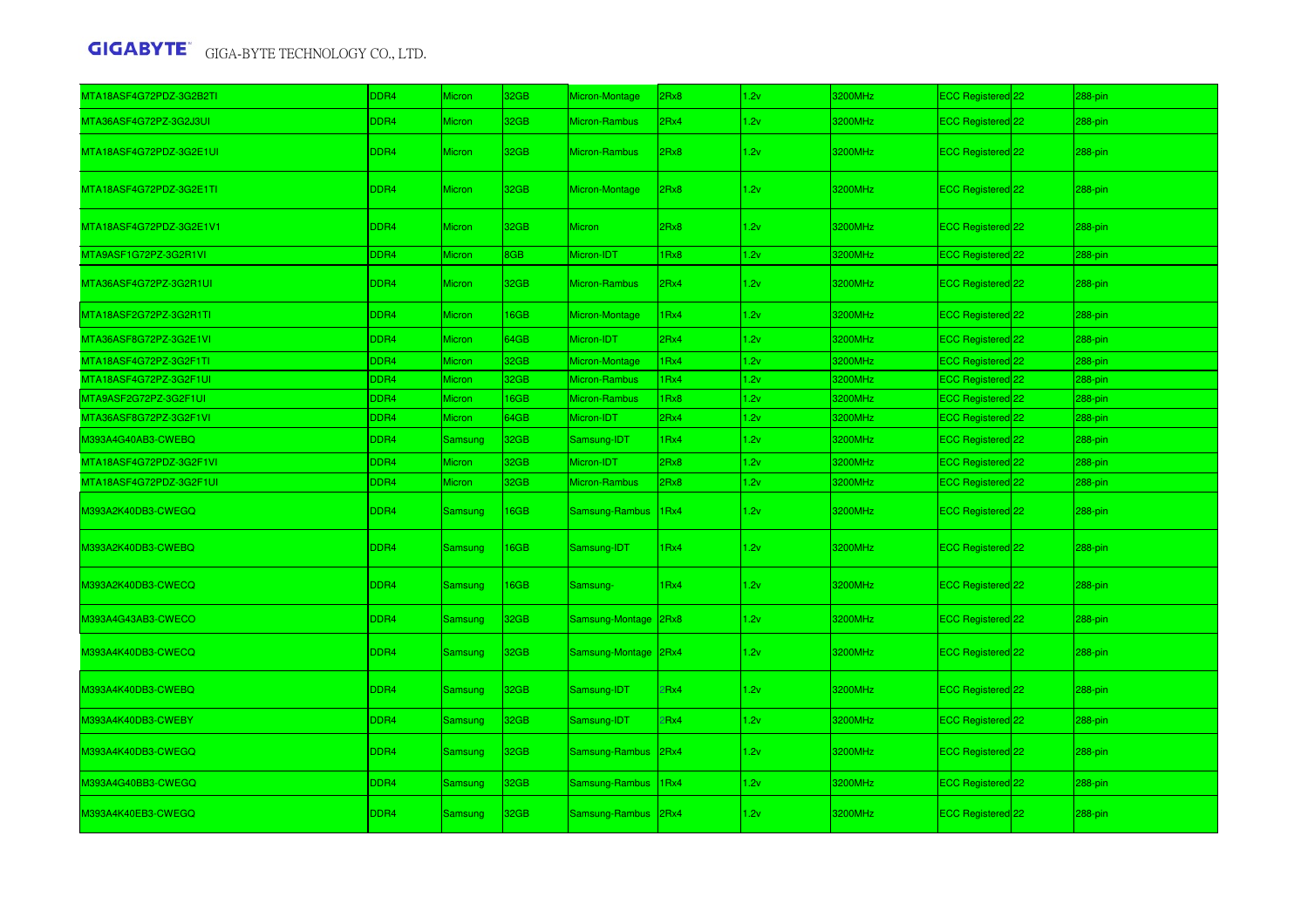| | | | | | | | | | | |
|---|---|---|---|---|---|---|---|---|---|---|
| MTA18ASF4G72PDZ-3G2B2TI | DDR4 | Micron | 32GB | Micron-Montage | 2Rx8 | 1.2v | 3200MHz | ECC Registered | 22 | 288-pin |
| MTA36ASF4G72PZ-3G2J3UI | DDR4 | Micron | 32GB | Micron-Rambus | 2Rx4 | 1.2v | 3200MHz | ECC Registered | 22 | 288-pin |
| MTA18ASF4G72PDZ-3G2E1UI | DDR4 | Micron | 32GB | Micron-Rambus | 2Rx8 | 1.2v | 3200MHz | ECC Registered | 22 | 288-pin |
| MTA18ASF4G72PDZ-3G2E1TI | DDR4 | Micron | 32GB | Micron-Montage | 2Rx8 | 1.2v | 3200MHz | ECC Registered | 22 | 288-pin |
| MTA18ASF4G72PDZ-3G2E1V1 | DDR4 | Micron | 32GB | Micron | 2Rx8 | 1.2v | 3200MHz | ECC Registered | 22 | 288-pin |
| MTA9ASF1G72PZ-3G2R1VI | DDR4 | Micron | 8GB | Micron-IDT | 1Rx8 | 1.2v | 3200MHz | ECC Registered | 22 | 288-pin |
| MTA36ASF4G72PZ-3G2R1UI | DDR4 | Micron | 32GB | Micron-Rambus | 2Rx4 | 1.2v | 3200MHz | ECC Registered | 22 | 288-pin |
| MTA18ASF2G72PZ-3G2R1TI | DDR4 | Micron | 16GB | Micron-Montage | 1Rx4 | 1.2v | 3200MHz | ECC Registered | 22 | 288-pin |
| MTA36ASF8G72PZ-3G2E1VI | DDR4 | Micron | 64GB | Micron-IDT | 2Rx4 | 1.2v | 3200MHz | ECC Registered | 22 | 288-pin |
| MTA18ASF4G72PZ-3G2F1TI | DDR4 | Micron | 32GB | Micron-Montage | 1Rx4 | 1.2v | 3200MHz | ECC Registered | 22 | 288-pin |
| MTA18ASF4G72PZ-3G2F1UI | DDR4 | Micron | 32GB | Micron-Rambus | 1Rx4 | 1.2v | 3200MHz | ECC Registered | 22 | 288-pin |
| MTA9ASF2G72PZ-3G2F1UI | DDR4 | Micron | 16GB | Micron-Rambus | 1Rx8 | 1.2v | 3200MHz | ECC Registered | 22 | 288-pin |
| MTA36ASF8G72PZ-3G2F1VI | DDR4 | Micron | 64GB | Micron-IDT | 2Rx4 | 1.2v | 3200MHz | ECC Registered | 22 | 288-pin |
| M393A4G40AB3-CWEBQ | DDR4 | Samsung | 32GB | Samsung-IDT | 1Rx4 | 1.2v | 3200MHz | ECC Registered | 22 | 288-pin |
| MTA18ASF4G72PDZ-3G2F1VI | DDR4 | Micron | 32GB | Micron-IDT | 2Rx8 | 1.2v | 3200MHz | ECC Registered | 22 | 288-pin |
| MTA18ASF4G72PDZ-3G2F1UI | DDR4 | Micron | 32GB | Micron-Rambus | 2Rx8 | 1.2v | 3200MHz | ECC Registered | 22 | 288-pin |
| M393A2K40DB3-CWEGQ | DDR4 | Samsung | 16GB | Samsung-Rambus | 1Rx4 | 1.2v | 3200MHz | ECC Registered | 22 | 288-pin |
| M393A2K40DB3-CWEBQ | DDR4 | Samsung | 16GB | Samsung-IDT | 1Rx4 | 1.2v | 3200MHz | ECC Registered | 22 | 288-pin |
| M393A2K40DB3-CWECQ | DDR4 | Samsung | 16GB | Samsung- | 1Rx4 | 1.2v | 3200MHz | ECC Registered | 22 | 288-pin |
| M393A4G43AB3-CWECO | DDR4 | Samsung | 32GB | Samsung-Montage | 2Rx8 | 1.2v | 3200MHz | ECC Registered | 22 | 288-pin |
| M393A4K40DB3-CWECQ | DDR4 | Samsung | 32GB | Samsung-Montage | 2Rx4 | 1.2v | 3200MHz | ECC Registered | 22 | 288-pin |
| M393A4K40DB3-CWEBQ | DDR4 | Samsung | 32GB | Samsung-IDT | 2Rx4 | 1.2v | 3200MHz | ECC Registered | 22 | 288-pin |
| M393A4K40DB3-CWEBY | DDR4 | Samsung | 32GB | Samsung-IDT | 2Rx4 | 1.2v | 3200MHz | ECC Registered | 22 | 288-pin |
| M393A4K40DB3-CWEGQ | DDR4 | Samsung | 32GB | Samsung-Rambus | 2Rx4 | 1.2v | 3200MHz | ECC Registered | 22 | 288-pin |
| M393A4G40BB3-CWEGQ | DDR4 | Samsung | 32GB | Samsung-Rambus | 1Rx4 | 1.2v | 3200MHz | ECC Registered | 22 | 288-pin |
| M393A4K40EB3-CWEGQ | DDR4 | Samsung | 32GB | Samsung-Rambus | 2Rx4 | 1.2v | 3200MHz | ECC Registered | 22 | 288-pin |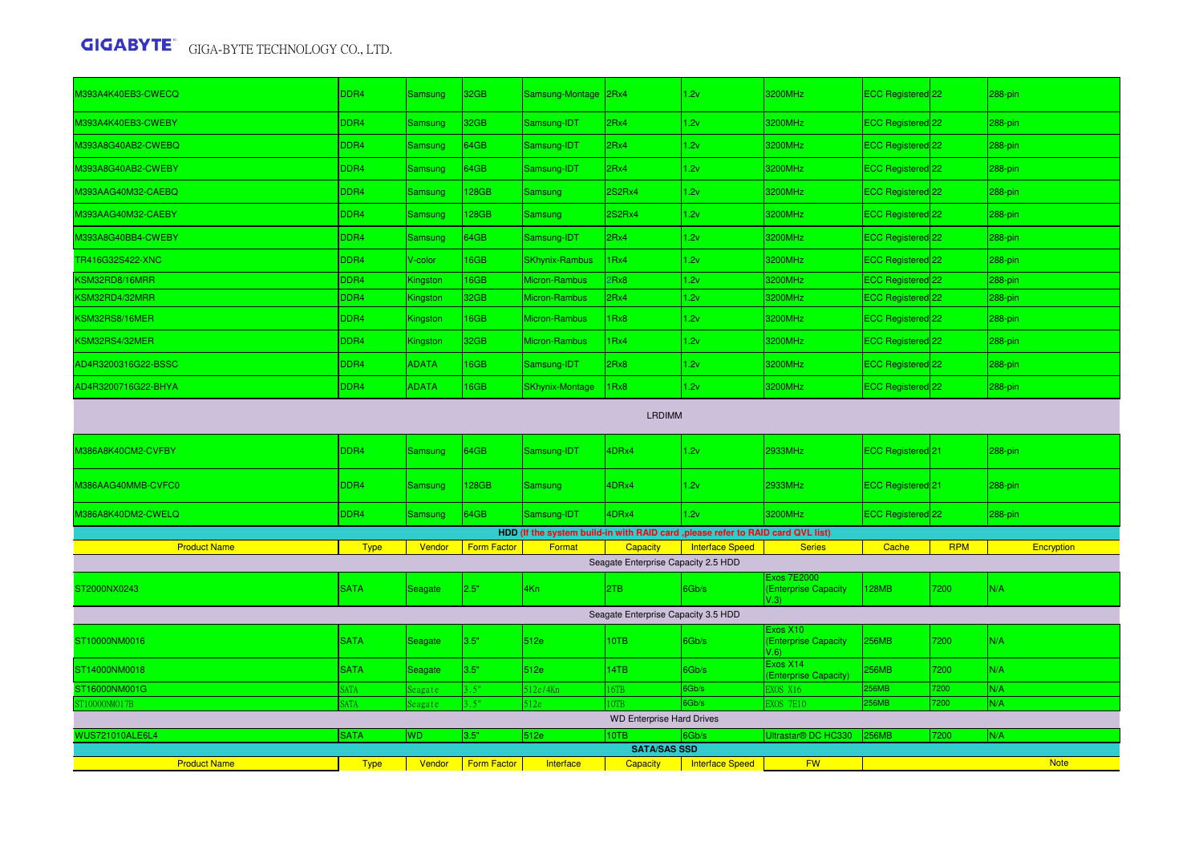| | | | | | | | | | | |
|---|---|---|---|---|---|---|---|---|---|---|
| M393A4K40EB3-CWECQ | DDR4 | Samsung | 32GB | Samsung-Montage | 2Rx4 | 1.2v | 3200MHz | ECC Registered | 22 | 288-pin |
| M393A4K40EB3-CWEBY | DDR4 | Samsung | 32GB | Samsung-IDT | 2Rx4 | 1.2v | 3200MHz | ECC Registered | 22 | 288-pin |
| M393A8G40AB2-CWEBQ | DDR4 | Samsung | 64GB | Samsung-IDT | 2Rx4 | 1.2v | 3200MHz | ECC Registered | 22 | 288-pin |
| M393A8G40AB2-CWEBY | DDR4 | Samsung | 64GB | Samsung-IDT | 2Rx4 | 1.2v | 3200MHz | ECC Registered | 22 | 288-pin |
| M393AAG40M32-CAEBQ | DDR4 | Samsung | 128GB | Samsung | 2S2Rx4 | 1.2v | 3200MHz | ECC Registered | 22 | 288-pin |
| M393AAG40M32-CAEBY | DDR4 | Samsung | 128GB | Samsung | 2S2Rx4 | 1.2v | 3200MHz | ECC Registered | 22 | 288-pin |
| M393A8G40BB4-CWEBY | DDR4 | Samsung | 64GB | Samsung-IDT | 2Rx4 | 1.2v | 3200MHz | ECC Registered | 22 | 288-pin |
| TR416G32S422-XNC | DDR4 | V-color | 16GB | SKhynix-Rambus | 1Rx4 | 1.2v | 3200MHz | ECC Registered | 22 | 288-pin |
| KSM32RD8/16MRR | DDR4 | Kingston | 16GB | Micron-Rambus | 2Rx8 | 1.2v | 3200MHz | ECC Registered | 22 | 288-pin |
| KSM32RD4/32MRR | DDR4 | Kingston | 32GB | Micron-Rambus | 2Rx4 | 1.2v | 3200MHz | ECC Registered | 22 | 288-pin |
| KSM32RS8/16MER | DDR4 | Kingston | 16GB | Micron-Rambus | 1Rx8 | 1.2v | 3200MHz | ECC Registered | 22 | 288-pin |
| KSM32RS4/32MER | DDR4 | Kingston | 32GB | Micron-Rambus | 1Rx4 | 1.2v | 3200MHz | ECC Registered | 22 | 288-pin |
| AD4R3200316G22-BSSC | DDR4 | ADATA | 16GB | Samsung-IDT | 2Rx8 | 1.2v | 3200MHz | ECC Registered | 22 | 288-pin |
| AD4R3200716G22-BHYA | DDR4 | ADATA | 16GB | SKhynix-Montage | 1Rx8 | 1.2v | 3200MHz | ECC Registered | 22 | 288-pin |
| LRDIMM | | | | | | | | | | |
| M386A8K40CM2-CVFBY | DDR4 | Samsung | 64GB | Samsung-IDT | 4DRx4 | 1.2v | 2933MHz | ECC Registered | 21 | 288-pin |
| M386AAG40MMB-CVFC0 | DDR4 | Samsung | 128GB | Samsung | 4DRx4 | 1.2v | 2933MHz | ECC Registered | 21 | 288-pin |
| M386A8K40DM2-CWELQ | DDR4 | Samsung | 64GB | Samsung-IDT | 4DRx4 | 1.2v | 3200MHz | ECC Registered | 22 | 288-pin |

**HDD (If the system build-in with RAID card ,please refer to RAID card QVL list)**

| Product Name | Type | Vendor | Form Factor | Format | Capacity | Interface Speed | Series | Cache | RPM | Encryption |
|---|---|---|---|---|---|---|---|---|---|---|
| Seagate Enterprise Capacity 2.5 HDD | | | | | | | | | | |
| ST2000NX0243 | SATA | Seagate | 2.5" | 4Kn | 2TB | 6Gb/s | Exos 7E2000 (Enterprise Capacity V.3) | 128MB | 7200 | N/A |
| Seagate Enterprise Capacity 3.5 HDD | | | | | | | | | | |
| ST10000NM0016 | SATA | Seagate | 3.5" | 512e | 10TB | 6Gb/s | Exos X10 (Enterprise Capacity V.6) | 256MB | 7200 | N/A |
| ST14000NM0018 | SATA | Seagate | 3.5" | 512e | 14TB | 6Gb/s | Exos X14 (Enterprise Capacity) | 256MB | 7200 | N/A |
| ST16000NM001G | SATA | Seagate | 3.5" | 512e/4Kn | 16TB | 6Gb/s | EXOS X16 | 256MB | 7200 | N/A |
| ST10000NM017B | SATA | Seagate | 3.5" | 512e | 10TB | 6Gb/s | EXOS 7E10 | 256MB | 7200 | N/A |
| WD Enterprise Hard Drives | | | | | | | | | | |
| WUS721010ALE6L4 | SATA | WD | 3.5" | 512e | 10TB | 6Gb/s | Ultrastar® DC HC330 | 256MB | 7200 | N/A |

**SATA/SAS SSD**

| Product Name | Type | Vendor | Form Factor | Interface | Capacity | Interface Speed | FW | Note |
|---|---|---|---|---|---|---|---|---|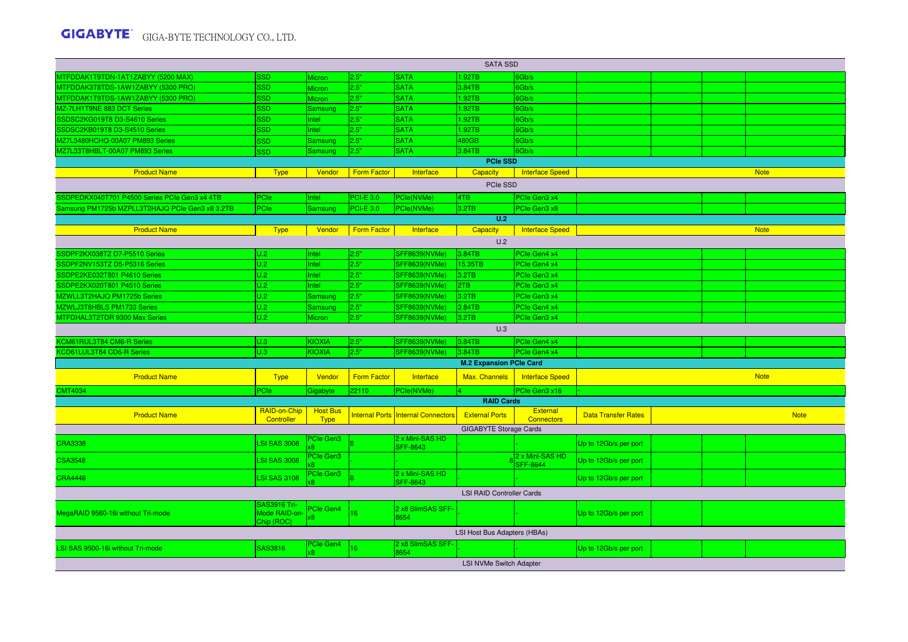| SATA SSD | | | | | | | | | | |
|---|---|---|---|---|---|---|---|---|---|---|
| MTFDDAK1T9TDN-1AT1ZABYY (5200 MAX) | SSD | Micron | 2.5" | SATA | 1.92TB | 6Gb/s | | | | |
| MTFDDAK3T8TDS-1AW1ZABYY (5300 PRO) | SSD | Micron | 2.5" | SATA | 3.84TB | 6Gb/s | | | | |
| MTFDDAK1T9TDS-1AW1ZABYY (5300 PRO) | SSD | Micron | 2.5" | SATA | 1.92TB | 6Gb/s | | | | |
| MZ-7LH1T9NE 883 DCT Series | SSD | Samsung | 2.5" | SATA | 1.92TB | 6Gb/s | | | | |
| SSDSC2KG019T8 D3-S4610 Series | SSD | Intel | 2.5" | SATA | 1.92TB | 6Gb/s | | | | |
| SSDSC2KB019T8 D3-S4510 Series | SSD | Intel | 2.5" | SATA | 1.92TB | 6Gb/s | | | | |
| MZ7L3480HCHQ-00A07 PM893 Series | SSD | Samsung | 2.5" | SATA | 480GB | 6Gb/s | | | | |
| MZ7L33T8HBLT-00A07 PM893 Series | SSD | Samsung | 2.5" | SATA | 3.84TB | 6Gb/s | | | | |

**PCIe SSD**

| Product Name | Type | Vendor | Form Factor | Interface | Capacity | Interface Speed | Note |
|---|---|---|---|---|---|---|---|
| PCIe SSD | | | | | | | |
| SSDPEDKX040T701 P4500 Series PCIe Gen3 x4 4TB | PCIe | Intel | PCI-E 3.0 | PCIe(NVMe) | 4TB | PCIe Gen3 x4 | |
| Samsung PM1725b MZPLL3T2HAJQ PCIe Gen3 x8 3.2TB | PCIe | Samsung | PCI-E 3.0 | PCIe(NVMe) | 3.2TB | PCIe Gen3 x8 | |

**U.2**

| Product Name | Type | Vendor | Form Factor | Interface | Capacity | Interface Speed | Note |
|---|---|---|---|---|---|---|---|
| U.2 | | | | | | | |
| SSDPF2KX038TZ D7-P5510 Series | U.2 | Intel | 2.5" | SFF8639(NVMe) | 3.84TB | PCIe Gen4 x4 | |
| SSDPF2NV153TZ D5-P5316 Series | U.2 | Intel | 2.5" | SFF8639(NVMe) | 15.35TB | PCIe Gen4 x4 | |
| SSDPE2KE032T801 P4610 Series | U.2 | Intel | 2.5" | SFF8639(NVMe) | 3.2TB | PCIe Gen3 x4 | |
| SSDPE2KX020T801 P4510 Series | U.2 | Intel | 2.5" | SFF8639(NVMe) | 2TB | PCIe Gen3 x4 | |
| MZWLL3T2HAJQ PM1725b Series | U.2 | Samsung | 2.5" | SFF8639(NVMe) | 3.2TB | PCIe Gen3 x4 | |
| MZWLJ3T8HBLS PM1733 Series | U.2 | Samsung | 2.5" | SFF8639(NVMe) | 3.84TB | PCIe Gen4 x4 | |
| MTFDHAL3T2TDR 9300 Max Series | U.2 | Micron | 2.5" | SFF8639(NVMe) | 3.2TB | PCIe Gen3 x4 | |
| U.3 | | | | | | | |
| KCM61RUL3T84 CM6-R Series | U.3 | KIOXIA | 2.5" | SFF8639(NVMe) | 3.84TB | PCIe Gen4 x4 | |
| KCD61LUL3T84 CD6-R Series | U.3 | KIOXIA | 2.5" | SFF8639(NVMe) | 3.84TB | PCIe Gen4 x4 | |

**M.2 Expansion PCIe Card**

| Product Name | Type | Vendor | Form Factor | Interface | Max. Channels | Interface Speed | Note |
|---|---|---|---|---|---|---|---|
| CMT4034 | PCIe | Gigabyte | 22110 | PCIe(NVMe) | 4 | PCIe Gen3 x16 | - |

**RAID Cards**

| Product Name | RAID-on-Chip Controller | Host Bus Type | Internal Ports | Internal Connectors | External Ports | External Connectors | Data Transfer Rates | Note |
|---|---|---|---|---|---|---|---|---|
| GIGABYTE Storage Cards | | | | | | | | |
| CRA3338 | LSI SAS 3008 | PCIe Gen3 x8 | 8 | 2 x Mini-SAS HD SFF-8643 | - | | Up to 12Gb/s per port | |
| CSA3548 | LSI SAS 3008 | PCIe Gen3 x8 | - | - | 8 | 2 x Mini-SAS HD SFF-8644 | Up to 12Gb/s per port | |
| CRA4448 | LSI SAS 3108 | PCIe Gen3 x8 | 8 | 2 x Mini-SAS HD SFF-8643 | - | - | Up to 12Gb/s per port | |
| LSI RAID Controller Cards | | | | | | | | |
| MegaRAID 9560-16i without Tri-mode | SAS3916 Tri-Mode RAID-on-Chip (ROC) | PCIe Gen4 x8 | 16 | 2 x8 SlimSAS SFF-8654 | - | - | Up to 12Gb/s per port | |
| LSI Host Bus Adapters (HBAs) | | | | | | | | |
| LSI SAS 9500-16i without Tri-mode | SAS3816 | PCIe Gen4 x8 | 16 | 2 x8 SlimSAS SFF-8654 | - | - | Up to 12Gb/s per port | |
| LSI NVMe Switch Adapter | | | | | | | | |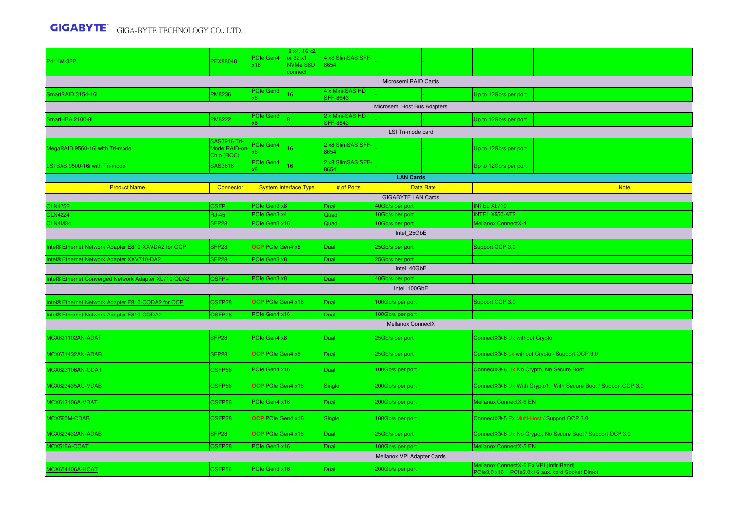| | | | | | | | | | | |
|---|---|---|---|---|---|---|---|---|---|---|
| P411W-32P | PEX88048 | PCIe Gen4 x16 | 8 x4, 16 x2, or 32 x1 NVMe SSD connect | 4 x8 SlimSAS SFF-8654 | - | - | | | | |
| Microsemi RAID Cards | | | | | | | | | | |
| SmartRAID 3154-16i | PM8236 | PCIe Gen3 x8 | 16 | 4 x Mini-SAS HD SFF-8643 | - | - | Up to 12Gb/s per port | | | |
| Microsemi Host Bus Adapters | | | | | | | | | | |
| SmartHBA 2100-8i | PM8222 | PCIe Gen3 x8 | 8 | 2 x Mini-SAS HD SFF-8643 | - | - | Up to 12Gb/s per port | | | |
| LSI Tri-mode card | | | | | | | | | | |
| MegaRAID 9560-16i with Tri-mode | SAS3916 Tri-Mode RAID-on-Chip (ROC) | PCIe Gen4 x8 | 16 | 2 x8 SlimSAS SFF-8654 | - | - | Up to 12Gb/s per port | | | |
| LSI SAS 9500-16i with Tri-mode | SAS3816 | PCIe Gen4 x8 | 16 | 2 x8 SlimSAS SFF-8654 | - | - | Up to 12Gb/s per port | | | |

**LAN Cards**

| Product Name | Connector | System Interface Type | # of Ports | Data Rate | Note |
|---|---|---|---|---|---|
| GIGABYTE LAN Cards | | | | | |
| CLN4752 | QSFP+ | PCIe Gen3 x8 | Dual | 40Gb/s per port | INTEL XL710 |
| CLN4224 | RJ-45 | PCIe Gen3 x4 | Quad | 10Gb/s per port | INTEL X550-AT2 |
| CLN4M34 | SFP28 | PCIe Gen3 x16 | Quad | 10Gb/s per port | Mellanox ConnectX-4 |
| Intel_25GbE | | | | | |
| Intel® Ethernet Network Adapter E810-XXVDA2 for OCP | SFP28 | OCP PCIe Gen4 x8 | Dual | 25Gb/s per port | Support OCP 3.0 |
| Intel® Ethernet Network Adapter XXV710-DA2 | SFP28 | PCIe Gen3 x8 | Dual | 25Gb/s per port | |
| Intel_40GbE | | | | | |
| Intel® Ethernet Converged Network Adapter XL710-QDA2 | QSFP+ | PCIe Gen3 x8 | Dual | 40Gb/s per port | |
| Intel_100GbE | | | | | |
| Intel® Ethernet Network Adapter E810-CQDA2 for OCP | QSFP28 | OCP PCIe Gen4 x16 | Dual | 100Gb/s per port | Support OCP 3.0 |
| Intel® Ethernet Network Adapter E810-CQDA2 | QSFP28 | PCIe Gen4 x16 | Dual | 100Gb/s per port | |
| Mellanox ConnectX | | | | | |
| MCX631102AN-ADAT | SFP28 | PCIe Gen4 x8 | Dual | 25Gb/s per port | ConnectX®-6 Dx without Crypto |
| MCX631432AN-ADAB | SFP28 | OCP PCIe Gen4 x8 | Dual | 25Gb/s per port | ConnectX®-6 Lx without Crypto / Support OCP 3.0 |
| MCX623106AN-CDAT | QSFP56 | PCIe Gen4 x16 | Dual | 100Gb/s per port | ConnectX®-6 Dx No Crypto, No Secure Boot |
| MCX623435AC-VDAB | QSFP56 | OCP PCIe Gen4 x16 | Single | 200Gb/s per port | ConnectX®-6 Dx With Crypto1, With Secure Boot / Support OCP 3.0 |
| MCX613106A-VDAT | QSFP56 | PCIe Gen4 x16 | Dual | 200Gb/s per port | Mellanox ConnectX-6 EN |
| MCX565M-CDAB | QSFP28 | OCP PCIe Gen4 x16 | Single | 100Gb/s per port | ConnectX®-5 Ex Multi-Host / Support OCP 3.0 |
| MCX623432AN-ADAB | SFP28 | OCP PCIe Gen4 x16 | Dual | 25Gb/s per port | ConnectX®-6 Dx No Crypto, No Secure Boot / Support OCP 3.0 |
| MCX516A-CCAT | QSFP28 | PCIe Gen3 x16 | Dual | 100Gb/s per port | Mellanox ConnectX-5 EN |
| Mellanox VPI Adapter Cards | | | | | |
| MCX654106A-HCAT | QSFP56 | PCIe Gen3 x16 | Dual | 200Gb/s per port | Mellanox ConnectX-6 Ex VPI (InfiniBand) PCIe3.0 x16 + PCIe3.0x16 aux. card Socket Direct |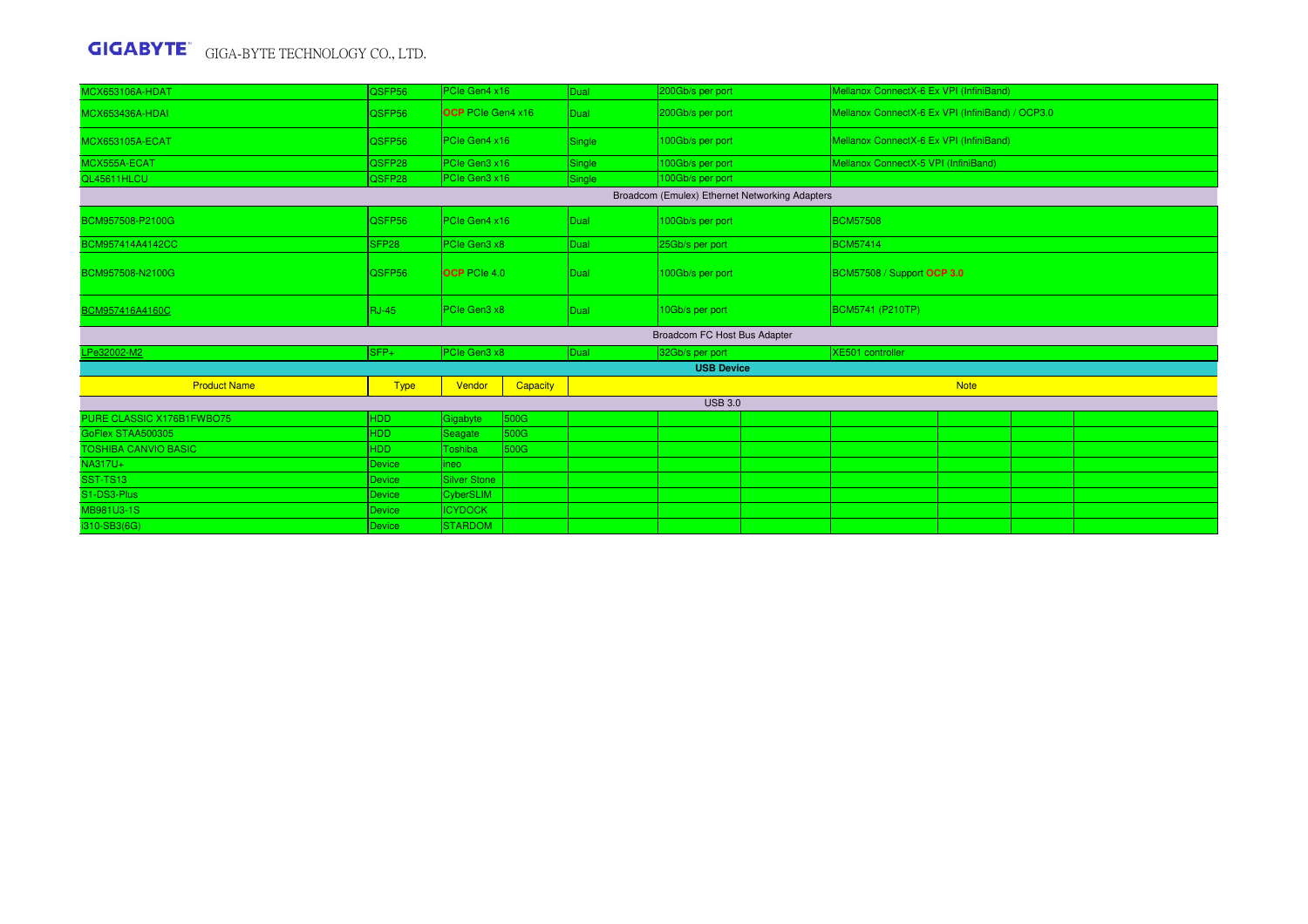| | | | | | |
|---|---|---|---|---|---|
| MCX653106A-HDAT | QSFP56 | PCIe Gen4 x16 | Dual | 200Gb/s per port | Mellanox ConnectX-6 Ex VPI (InfiniBand) |
| MCX653436A-HDAI | QSFP56 | OCP PCIe Gen4 x16 | Dual | 200Gb/s per port | Mellanox ConnectX-6 Ex VPI (InfiniBand) / OCP3.0 |
| MCX653105A-ECAT | QSFP56 | PCIe Gen4 x16 | Single | 100Gb/s per port | Mellanox ConnectX-6 Ex VPI (InfiniBand) |
| MCX555A-ECAT | QSFP28 | PCIe Gen3 x16 | Single | 100Gb/s per port | Mellanox ConnectX-5 VPI (InfiniBand) |
| QL45611HLCU | QSFP28 | PCIe Gen3 x16 | Single | 100Gb/s per port | |
| Broadcom (Emulex) Ethernet Networking Adapters | | | | | |
| BCM957508-P2100G | QSFP56 | PCIe Gen4 x16 | Dual | 100Gb/s per port | BCM57508 |
| BCM957414A4142CC | SFP28 | PCIe Gen3 x8 | Dual | 25Gb/s per port | BCM57414 |
| BCM957508-N2100G | QSFP56 | OCP PCIe 4.0 | Dual | 100Gb/s per port | BCM57508 / Support OCP 3.0 |
| BCM957416A4160C | RJ-45 | PCIe Gen3 x8 | Dual | 10Gb/s per port | BCM5741 (P210TP) |
| Broadcom FC Host Bus Adapter | | | | | |
| LPe32002-M2 | SFP+ | PCIe Gen3 x8 | Dual | 32Gb/s per port | XE501 controller |

**USB Device**

| Product Name | Type | Vendor | Capacity | Note |
|---|---|---|---|---|
| USB 3.0 | | | | |
| PURE CLASSIC X176B1FWBO75 | HDD | Gigabyte | 500G | |
| GoFlex STAA500305 | HDD | Seagate | 500G | |
| TOSHIBA CANVIO BASIC | HDD | Toshiba | 500G | |
| NA317U+ | Device | ineo | | |
| SST-TS13 | Device | Silver Stone | | |
| S1-DS3-Plus | Device | CyberSLIM | | |
| MB981U3-1S | Device | ICYDOCK | | |
| i310-SB3(6G) | Device | STARDOM | | |